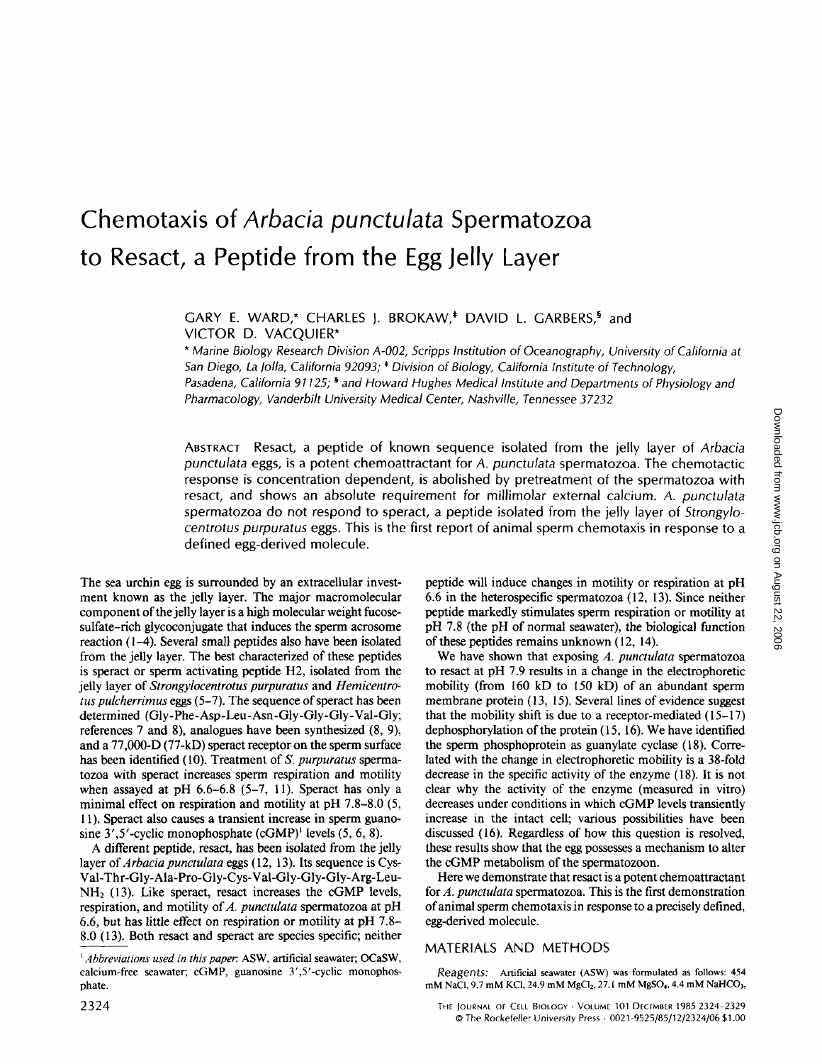# Chemotaxis of *Arbacia punctulata* Spermatozoa to Resact, a Peptide from the Egg Jelly Layer

GARY E. WARD,* CHARLES J. BROKAW,‡ DAVID L. GARBERS,§ and VICTOR D. VACQUIER*

\* Marine Biology Research Division A-002, Scripps Institution of Oceanography, University of California at San Diego, La Jolla, California 92093; ‡ Division of Biology, California Institute of Technology, Pasadena, California 91125; § and Howard Hughes Medical Institute and Departments of Physiology and Pharmacology, Vanderbilt University Medical Center, Nashville, Tennessee 37232

ABSTRACT Resact, a peptide of known sequence isolated from the jelly layer of *Arbacia punctulata* eggs, is a potent chemoattractant for *A. punctulata* spermatozoa. The chemotactic response is concentration dependent, is abolished by pretreatment of the spermatozoa with resact, and shows an absolute requirement for millimolar external calcium. *A. punctulata* spermatozoa do not respond to speract, a peptide isolated from the jelly layer of *Strongylocentrotus purpuratus* eggs. This is the first report of animal sperm chemotaxis in response to a defined egg-derived molecule.

The sea urchin egg is surrounded by an extracellular investment known as the jelly layer. The major macromolecular component of the jelly layer is a high molecular weight fucose-sulfate-rich glycoconjugate that induces the sperm acrosome reaction (1–4). Several small peptides also have been isolated from the jelly layer. The best characterized of these peptides is speract or sperm activating peptide H2, isolated from the jelly layer of *Strongylocentrotus purpuratus* and *Hemicentrotus pulcherrimus* eggs (5–7). The sequence of speract has been determined (Gly-Phe-Asp-Leu-Asn-Gly-Gly-Gly-Val-Gly; references 7 and 8), analogues have been synthesized (8, 9), and a 77,000-D (77-kD) speract receptor on the sperm surface has been identified (10). Treatment of *S. purpuratus* spermatozoa with speract increases sperm respiration and motility when assayed at pH 6.6–6.8 (5–7, 11). Speract has only a minimal effect on respiration and motility at pH 7.8–8.0 (5, 11). Speract also causes a transient increase in sperm guanosine 3',5'-cyclic monophosphate (cGMP)[1] levels (5, 6, 8).

A different peptide, resact, has been isolated from the jelly layer of *Arbacia punctulata* eggs (12, 13). Its sequence is Cys-Val-Thr-Gly-Ala-Pro-Gly-Cys-Val-Gly-Gly-Gly-Arg-Leu-$NH_2$ (13). Like speract, resact increases the cGMP levels, respiration, and motility of *A. punctulata* spermatozoa at pH 6.6, but has little effect on respiration or motility at pH 7.8–8.0 (13). Both resact and speract are species specific; neither peptide will induce changes in motility or respiration at pH 6.6 in the heterospecific spermatozoa (12, 13). Since neither peptide markedly stimulates sperm respiration or motility at pH 7.8 (the pH of normal seawater), the biological function of these peptides remains unknown (12, 14).

We have shown that exposing *A. punctulata* spermatozoa to resact at pH 7.9 results in a change in the electrophoretic mobility (from 160 kD to 150 kD) of an abundant sperm membrane protein (13, 15). Several lines of evidence suggest that the mobility shift is due to a receptor-mediated (15–17) dephosphorylation of the protein (15, 16). We have identified the sperm phosphoprotein as guanylate cyclase (18). Correlated with the change in electrophoretic mobility is a 38-fold decrease in the specific activity of the enzyme (18). It is not clear why the activity of the enzyme (measured in vitro) decreases under conditions in which cGMP levels transiently increase in the intact cell; various possibilities have been discussed (16). Regardless of how this question is resolved, these results show that the egg possesses a mechanism to alter the cGMP metabolism of the spermatozoon.

Here we demonstrate that resact is a potent chemoattractant for *A. punctulata* spermatozoa. This is the first demonstration of animal sperm chemotaxis in response to a precisely defined, egg-derived molecule.

## MATERIALS AND METHODS

*Reagents:* Artificial seawater (ASW) was formulated as follows: 454 mM NaCl, 9.7 mM KCl, 24.9 mM $MgCl_2$, 27.1 mM $MgSO_4$, 4.4 mM $NaHCO_3$,

[1] *Abbreviations used in this paper:* ASW, artificial seawater; OCaSW, calcium-free seawater; cGMP, guanosine 3',5'-cyclic monophosphate.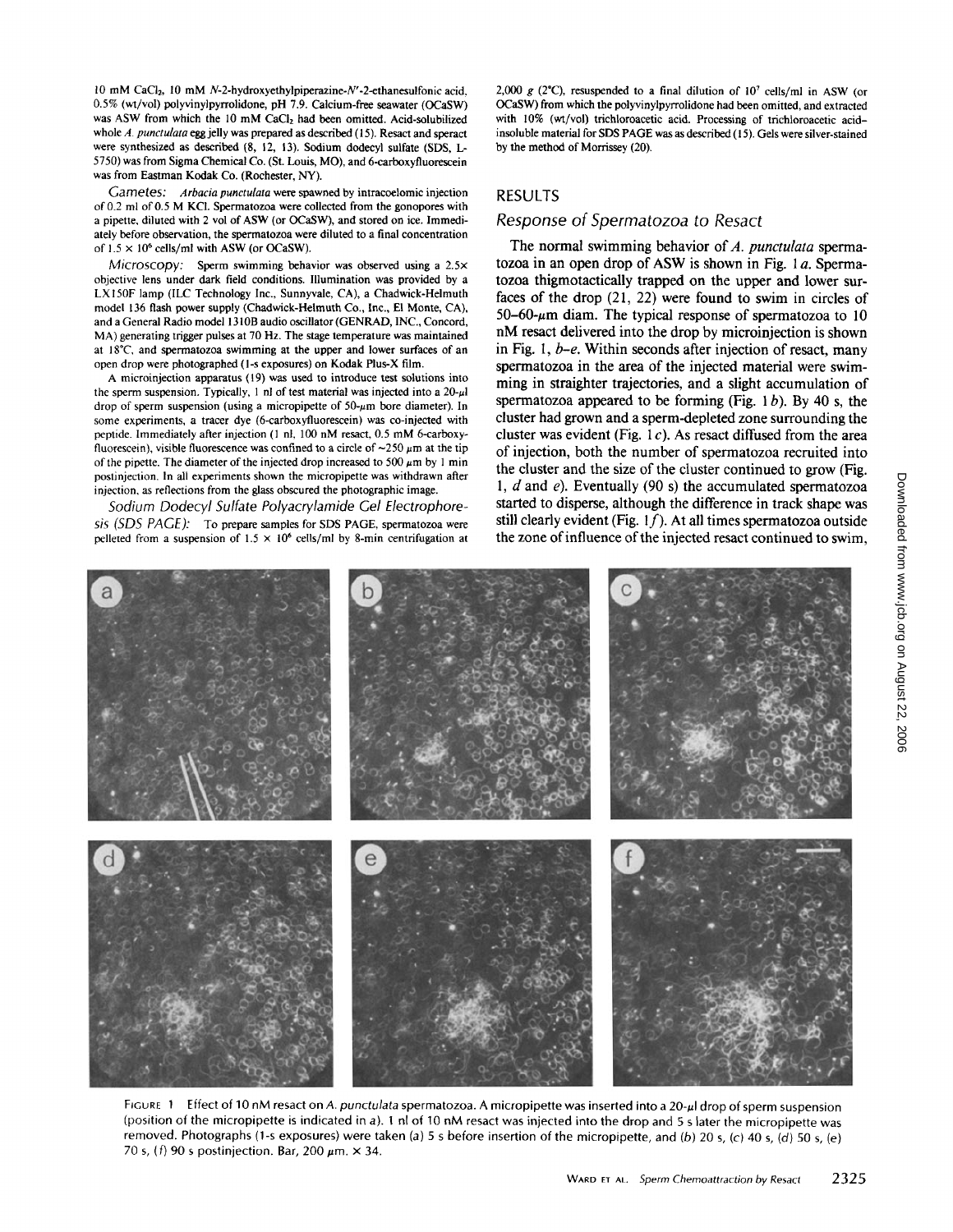10 mM $CaCl_2$, 10 mM N-2-hydroxyethylpiperazine-N'-2-ethanesulfonic acid, 0.5% (wt/vol) polyvinylpyrrolidone, pH 7.9. Calcium-free seawater (OCaSW) was ASW from which the 10 mM $CaCl_2$ had been omitted. Acid-solubilized whole *A. punctulata* egg jelly was prepared as described (15). Resact and speract were synthesized as described (8, 12, 13). Sodium dodecyl sulfate (SDS, L-5750) was from Sigma Chemical Co. (St. Louis, MO), and 6-carboxyfluorescein was from Eastman Kodak Co. (Rochester, NY).

*Gametes:* *Arbacia punctulata* were spawned by intracoelomic injection of 0.2 ml of 0.5 M KCl. Spermatozoa were collected from the gonopores with a pipette, diluted with 2 vol of ASW (or OCaSW), and stored on ice. Immediately before observation, the spermatozoa were diluted to a final concentration of $1.5 \times 10^6$ cells/ml with ASW (or OCaSW).

*Microscopy:* Sperm swimming behavior was observed using a 2.5× objective lens under dark field conditions. Illumination was provided by a LX150F lamp (ILC Technology Inc., Sunnyvale, CA), a Chadwick-Helmuth model 136 flash power supply (Chadwick-Helmuth Co., Inc., El Monte, CA), and a General Radio model 1310B audio oscillator (GENRAD, INC., Concord, MA) generating trigger pulses at 70 Hz. The stage temperature was maintained at 18°C, and spermatozoa swimming at the upper and lower surfaces of an open drop were photographed (1-s exposures) on Kodak Plus-X film.

A microinjection apparatus (19) was used to introduce test solutions into the sperm suspension. Typically, 1 nl of test material was injected into a 20-µl drop of sperm suspension (using a micropipette of 50-µm bore diameter). In some experiments, a tracer dye (6-carboxyfluorescein) was co-injected with peptide. Immediately after injection (1 nl, 100 nM resact, 0.5 mM 6-carboxyfluorescein), visible fluorescence was confined to a circle of ~250 µm at the tip of the pipette. The diameter of the injected drop increased to 500 µm by 1 min postinjection. In all experiments shown the micropipette was withdrawn after injection, as reflections from the glass obscured the photographic image.

*Sodium Dodecyl Sulfate Polyacrylamide Gel Electrophoresis (SDS PAGE):* To prepare samples for SDS PAGE, spermatozoa were pelleted from a suspension of $1.5 \times 10^6$ cells/ml by 8-min centrifugation at 2,000 g (2°C), resuspended to a final dilution of $10^7$ cells/ml in ASW (or OCaSW) from which the polyvinylpyrrolidone had been omitted, and extracted with 10% (wt/vol) trichloroacetic acid. Processing of trichloroacetic acid-insoluble material for SDS PAGE was as described (15). Gels were silver-stained by the method of Morrissey (20).

## RESULTS

### Response of Spermatozoa to Resact

The normal swimming behavior of *A. punctulata* spermatozoa in an open drop of ASW is shown in Fig. 1*a*. Spermatozoa thigmotactically trapped on the upper and lower surfaces of the drop (21, 22) were found to swim in circles of 50–60-µm diam. The typical response of spermatozoa to 10 nM resact delivered into the drop by microinjection is shown in Fig. 1, *b–e*. Within seconds after injection of resact, many spermatozoa in the area of the injected material were swimming in straighter trajectories, and a slight accumulation of spermatozoa appeared to be forming (Fig. 1*b*). By 40 s, the cluster had grown and a sperm-depleted zone surrounding the cluster was evident (Fig. 1*c*). As resact diffused from the area of injection, both the number of spermatozoa recruited into the cluster and the size of the cluster continued to grow (Fig. 1, *d* and *e*). Eventually (90 s) the accumulated spermatozoa started to disperse, although the difference in track shape was still clearly evident (Fig. 1*f*). At all times spermatozoa outside the zone of influence of the injected resact continued to swim,

FIGURE 1 Effect of 10 nM resact on *A. punctulata* spermatozoa. A micropipette was inserted into a 20-µl drop of sperm suspension (position of the micropipette is indicated in *a*). 1 nl of 10 nM resact was injected into the drop and 5 s later the micropipette was removed. Photographs (1-s exposures) were taken (*a*) 5 s before insertion of the micropipette, and (*b*) 20 s, (*c*) 40 s, (*d*) 50 s, (*e*) 70 s, (*f*) 90 s postinjection. Bar, 200 µm. × 34.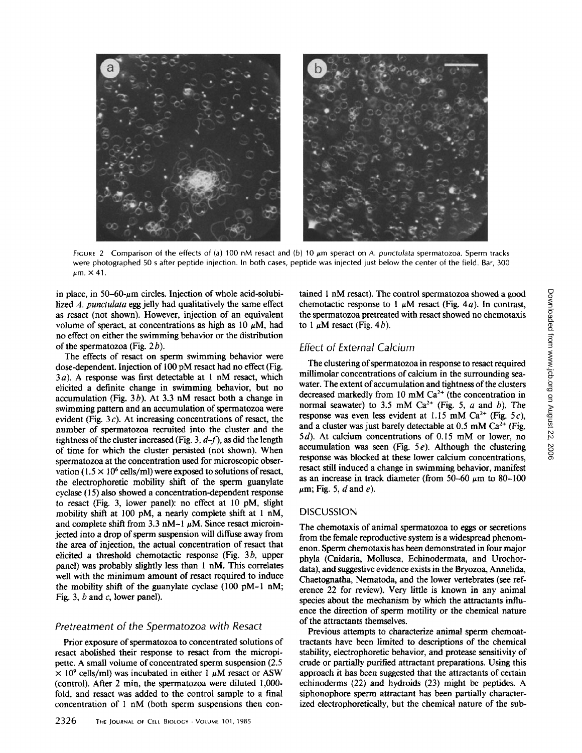FIGURE 2 Comparison of the effects of (a) 100 nM resact and (b) 10 μm speract on *A. punctulata* spermatozoa. Sperm tracks were photographed 50 s after peptide injection. In both cases, peptide was injected just below the center of the field. Bar, 300 μm. × 41.

in place, in 50–60-μm circles. Injection of whole acid-solubilized *A. punctulata* egg jelly had qualitatively the same effect as resact (not shown). However, injection of an equivalent volume of speract, at concentrations as high as 10 μM, had no effect on either the swimming behavior or the distribution of the spermatozoa (Fig. 2*b*).

The effects of resact on sperm swimming behavior were dose-dependent. Injection of 100 pM resact had no effect (Fig. 3*a*). A response was first detectable at 1 nM resact, which elicited a definite change in swimming behavior, but no accumulation (Fig. 3*b*). At 3.3 nM resact both a change in swimming pattern and an accumulation of spermatozoa were evident (Fig. 3*c*). At increasing concentrations of resact, the number of spermatozoa recruited into the cluster and the tightness of the cluster increased (Fig. 3, *d–f*), as did the length of time for which the cluster persisted (not shown). When spermatozoa at the concentration used for microscopic observation ($1.5 \times 10^6$ cells/ml) were exposed to solutions of resact, the electrophoretic mobility shift of the sperm guanylate cyclase (15) also showed a concentration-dependent response to resact (Fig. 3, lower panel): no effect at 10 pM, slight mobility shift at 100 pM, a nearly complete shift at 1 nM, and complete shift from 3.3 nM–1 μM. Since resact microinjected into a drop of sperm suspension will diffuse away from the area of injection, the actual concentration of resact that elicited a threshold chemotactic response (Fig. 3*b*, upper panel) was probably slightly less than 1 nM. This correlates well with the minimum amount of resact required to induce the mobility shift of the guanylate cyclase (100 pM–1 nM; Fig. 3, *b* and *c*, lower panel).

### Pretreatment of the Spermatozoa with Resact

Prior exposure of spermatozoa to concentrated solutions of resact abolished their response to resact from the micropipette. A small volume of concentrated sperm suspension ($2.5 \times 10^9$ cells/ml) was incubated in either 1 μM resact or ASW (control). After 2 min, the spermatozoa were diluted 1,000-fold, and resact was added to the control sample to a final concentration of 1 nM (both sperm suspensions then contained 1 nM resact). The control spermatozoa showed a good chemotactic response to 1 μM resact (Fig. 4*a*). In contrast, the spermatozoa pretreated with resact showed no chemotaxis to 1 μM resact (Fig. 4*b*).

### Effect of External Calcium

The clustering of spermatozoa in response to resact required millimolar concentrations of calcium in the surrounding seawater. The extent of accumulation and tightness of the clusters decreased markedly from 10 mM $Ca^{2+}$ (the concentration in normal seawater) to 3.5 mM $Ca^{2+}$ (Fig. 5, *a* and *b*). The response was even less evident at 1.15 mM $Ca^{2+}$ (Fig. 5*c*), and a cluster was just barely detectable at 0.5 mM $Ca^{2+}$ (Fig. 5*d*). At calcium concentrations of 0.15 mM or lower, no accumulation was seen (Fig. 5*e*). Although the clustering response was blocked at these lower calcium concentrations, resact still induced a change in swimming behavior, manifest as an increase in track diameter (from 50–60 μm to 80–100 μm; Fig. 5, *d* and *e*).

## DISCUSSION

The chemotaxis of animal spermatozoa to eggs or secretions from the female reproductive system is a widespread phenomenon. Sperm chemotaxis has been demonstrated in four major phyla (Cnidaria, Mollusca, Echinodermata, and Urochordata), and suggestive evidence exists in the Bryozoa, Annelida, Chaetognatha, Nematoda, and the lower vertebrates (see reference 22 for review). Very little is known in any animal species about the mechanism by which the attractants influence the direction of sperm motility or the chemical nature of the attractants themselves.

Previous attempts to characterize animal sperm chemoattractants have been limited to descriptions of the chemical stability, electrophoretic behavior, and protease sensitivity of crude or partially purified attractant preparations. Using this approach it has been suggested that the attractants of certain echinoderms (22) and hydroids (23) might be peptides. A siphonophore sperm attractant has been partially characterized electrophoretically, but the chemical nature of the sub-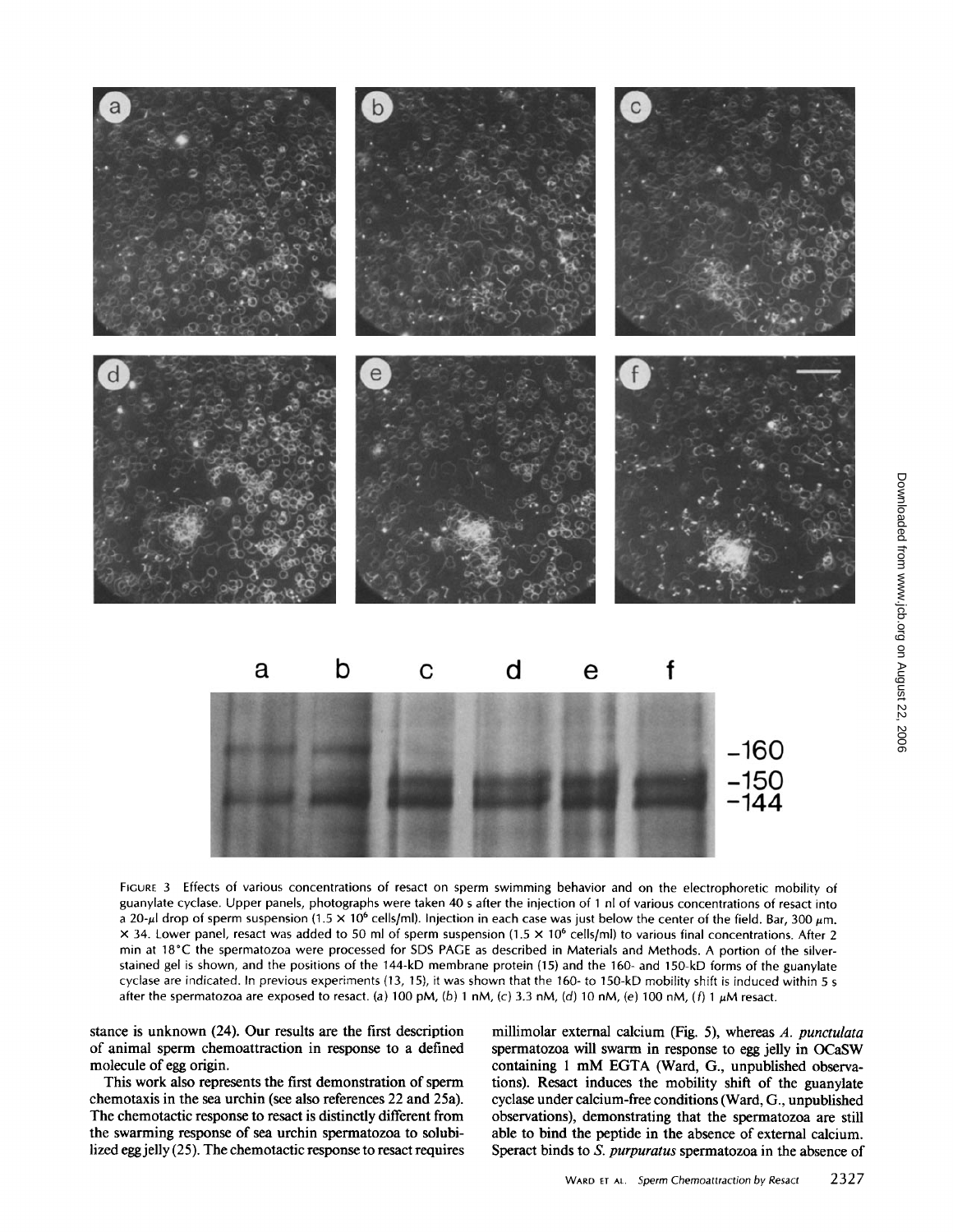FIGURE 3 Effects of various concentrations of resact on sperm swimming behavior and on the electrophoretic mobility of guanylate cyclase. Upper panels, photographs were taken 40 s after the injection of 1 nl of various concentrations of resact into a 20-μl drop of sperm suspension ($1.5 \times 10^6$ cells/ml). Injection in each case was just below the center of the field. Bar, 300 μm. × 34. Lower panel, resact was added to 50 ml of sperm suspension ($1.5 \times 10^6$ cells/ml) to various final concentrations. After 2 min at 18°C the spermatozoa were processed for SDS PAGE as described in Materials and Methods. A portion of the silver-stained gel is shown, and the positions of the 144-kD membrane protein (15) and the 160- and 150-kD forms of the guanylate cyclase are indicated. In previous experiments (13, 15), it was shown that the 160- to 150-kD mobility shift is induced within 5 s after the spermatozoa are exposed to resact. (a) 100 pM, (b) 1 nM, (c) 3.3 nM, (d) 10 nM, (e) 100 nM, (f) 1 μM resact.

stance is unknown (24). Our results are the first description of animal sperm chemoattraction in response to a defined molecule of egg origin.

This work also represents the first demonstration of sperm chemotaxis in the sea urchin (see also references 22 and 25a). The chemotactic response to resact is distinctly different from the swarming response of sea urchin spermatozoa to solubilized egg jelly (25). The chemotactic response to resact requires millimolar external calcium (Fig. 5), whereas *A. punctulata* spermatozoa will swarm in response to egg jelly in OCaSW containing 1 mM EGTA (Ward, G., unpublished observations). Resact induces the mobility shift of the guanylate cyclase under calcium-free conditions (Ward, G., unpublished observations), demonstrating that the spermatozoa are still able to bind the peptide in the absence of external calcium. Speract binds to *S. purpuratus* spermatozoa in the absence of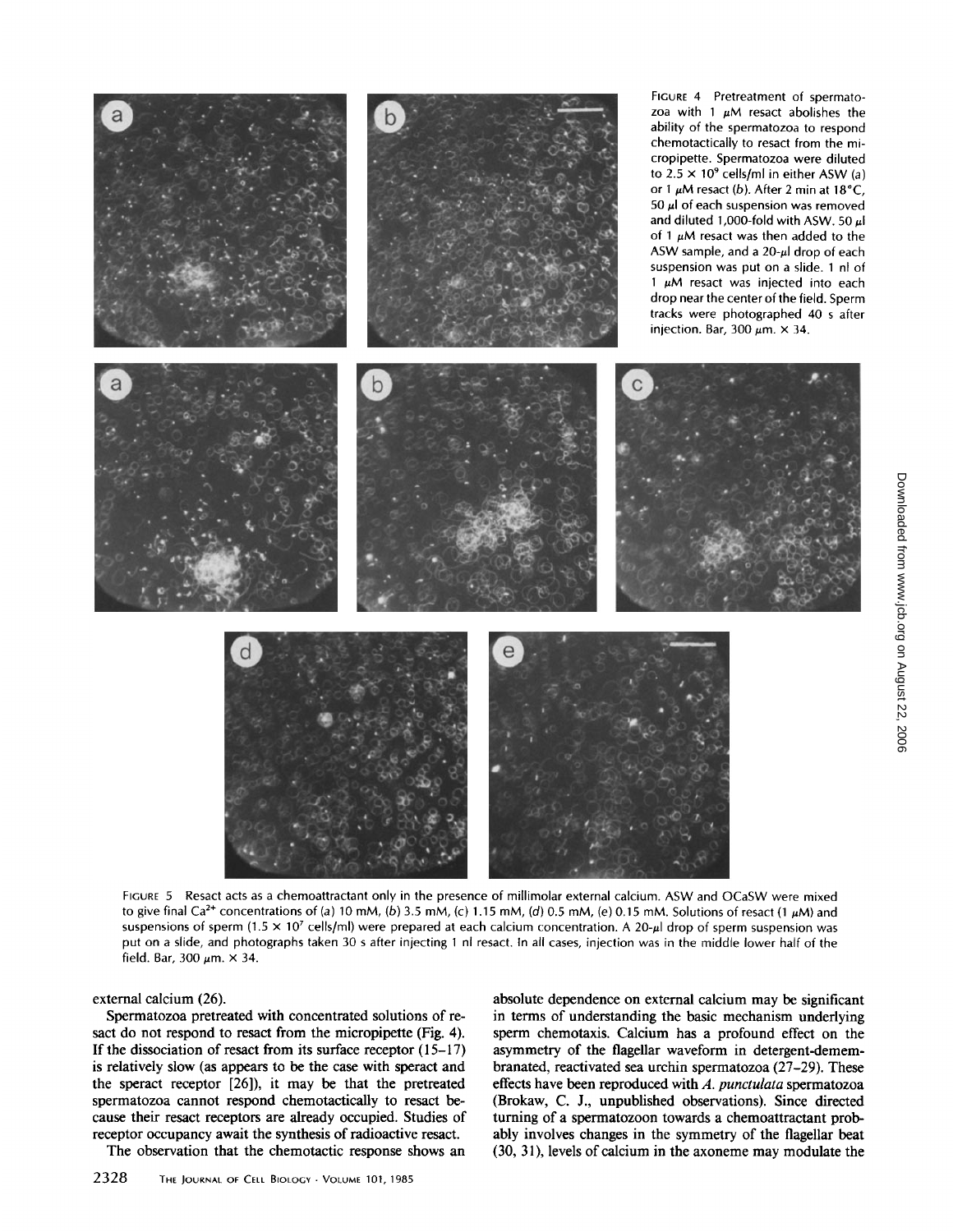FIGURE 4 Pretreatment of spermatozoa with 1 μM resact abolishes the ability of the spermatozoa to respond chemotactically to resact from the micropipette. Spermatozoa were diluted to $2.5 \times 10^9$ cells/ml in either ASW (a) or 1 μM resact (b). After 2 min at 18°C, 50 μl of each suspension was removed and diluted 1,000-fold with ASW. 50 μl of 1 μM resact was then added to the ASW sample, and a 20-μl drop of each suspension was put on a slide. 1 nl of 1 μM resact was injected into each drop near the center of the field. Sperm tracks were photographed 40 s after injection. Bar, 300 μm. × 34.

FIGURE 5 Resact acts as a chemoattractant only in the presence of millimolar external calcium. ASW and OCaSW were mixed to give final $Ca^{2+}$ concentrations of (a) 10 mM, (b) 3.5 mM, (c) 1.15 mM, (d) 0.5 mM, (e) 0.15 mM. Solutions of resact (1 μM) and suspensions of sperm ($1.5 \times 10^7$ cells/ml) were prepared at each calcium concentration. A 20-μl drop of sperm suspension was put on a slide, and photographs taken 30 s after injecting 1 nl resact. In all cases, injection was in the middle lower half of the field. Bar, 300 μm. × 34.

external calcium (26).

Spermatozoa pretreated with concentrated solutions of resact do not respond to resact from the micropipette (Fig. 4). If the dissociation of resact from its surface receptor (15–17) is relatively slow (as appears to be the case with speract and the speract receptor [26]), it may be that the pretreated spermatozoa cannot respond chemotactically to resact because their resact receptors are already occupied. Studies of receptor occupancy await the synthesis of radioactive resact.

The observation that the chemotactic response shows an absolute dependence on external calcium may be significant in terms of understanding the basic mechanism underlying sperm chemotaxis. Calcium has a profound effect on the asymmetry of the flagellar waveform in detergent-demembranated, reactivated sea urchin spermatozoa (27–29). These effects have been reproduced with *A. punctulata* spermatozoa (Brokaw, C. J., unpublished observations). Since directed turning of a spermatozoon towards a chemoattractant probably involves changes in the symmetry of the flagellar beat (30, 31), levels of calcium in the axoneme may modulate the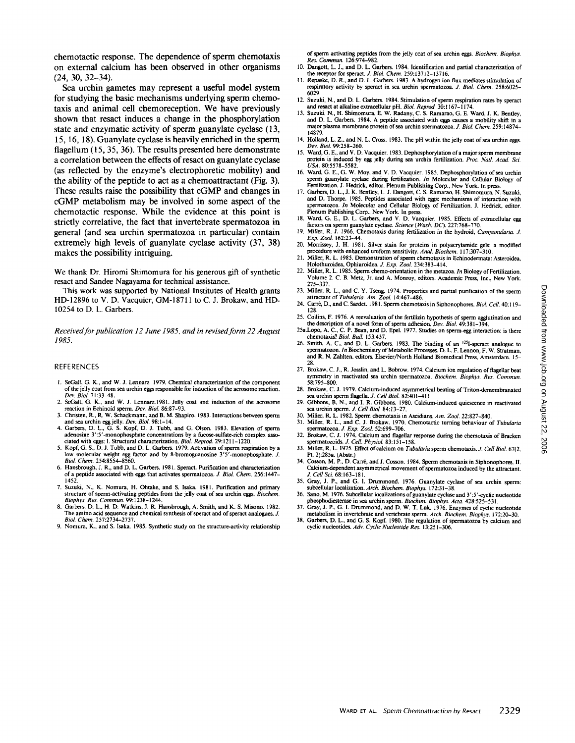chemotactic response. The dependence of sperm chemotaxis on external calcium has been observed in other organisms (24, 30, 32–34).

Sea urchin gametes may represent a useful model system for studying the basic mechanisms underlying sperm chemotaxis and animal cell chemoreception. We have previously shown that resact induces a change in the phosphorylation state and enzymatic activity of sperm guanylate cyclase (13, 15, 16, 18). Guanylate cyclase is heavily enriched in the sperm flagellum (15, 35, 36). The results presented here demonstrate a correlation between the effects of resact on guanylate cyclase (as reflected by the enzyme's electrophoretic mobility) and the ability of the peptide to act as a chemoattractant (Fig. 3). These results raise the possibility that cGMP and changes in cGMP metabolism may be involved in some aspect of the chemotactic response. While the evidence at this point is strictly correlative, the fact that invertebrate spermatozoa in general (and sea urchin spermatozoa in particular) contain extremely high levels of guanylate cyclase activity (37, 38) makes the possibility intriguing.

We thank Dr. Hiromi Shimomura for his generous gift of synthetic resact and Sandee Nagayama for technical assistance.

This work was supported by National Institutes of Health grants HD-12896 to V. D. Vacquier, GM-18711 to C. J. Brokaw, and HD-10254 to D. L. Garbers.

*Received for publication 12 June 1985, and in revised form 22 August 1985.*

## REFERENCES

1. SeGall, G. K., and W. J. Lennarz. 1979. Chemical characterization of the component of the jelly coat from sea urchin eggs responsible for induction of the acrosome reaction. *Dev. Biol.* 71:33–48.
2. SeGall, G. K., and W. J. Lennarz. 1981. Jelly coat and induction of the acrosome reaction in Echinoid sperm. *Dev. Biol.* 86:87–93.
3. Christen, R., R. W. Schackmann, and B. M. Shapiro. 1983. Interactions between sperm and sea urchin egg jelly. *Dev. Biol.* 98:1–14.
4. Garbers, D. L., G. S. Kopf, D. J. Tubb, and G. Olson. 1983. Elevation of sperm adenosine 3':5'-monophosphate concentrations by a fucose-sulfate-rich complex associated with eggs: I. Structural characterization. *Biol. Reprod.* 29:1211–1220.
5. Kopf, G. S., D. J. Tubb, and D. L. Garbers. 1979. Activation of sperm respiration by a low molecular weight egg factor and by 8-bromoguanosine 3'5'-monophosphate. *J. Biol. Chem.* 254:8554–8560.
6. Hansbrough, J. R., and D. L. Garbers. 1981. Speract. Purification and characterization of a peptide associated with eggs that activates spermatozoa. *J. Biol. Chem.* 256:1447–1452.
7. Suzuki, N., K. Nomura, H. Ohtake, and S. Isaka. 1981. Purification and primary structure of sperm-activating peptides from the jelly coat of sea urchin eggs. *Biochem. Biophys. Res. Commun.* 99:1238–1244.
8. Garbers, D. L., H. D. Watkins, J. R. Hansbrough, A. Smith, and K. S. Misono. 1982. The amino acid sequence and chemical synthesis of speract and of speract analogues. *J. Biol. Chem.* 257:2734–2737.
9. Nomura, K., and S. Isaka. 1985. Synthetic study on the structure-activity relationship of sperm activating peptides from the jelly coat of sea urchin eggs. *Biochem. Biophys. Res. Commun.* 126:974–982.
10. Dangott, L. J., and D. L. Garbers. 1984. Identification and partial characterization of the receptor for speract. *J. Biol. Chem.* 259:13712–13716.
11. Repaske, D. R., and D. L. Garbers. 1983. A hydrogen ion flux mediates stimulation of respiratory activity by speract in sea urchin spermatozoa. *J. Biol. Chem.* 258:6025–6029.
12. Suzuki, N., and D. L. Garbers. 1984. Stimulation of sperm respiration rates by speract and resact at alkaline extracellular pH. *Biol. Reprod.* 30:1167–1174.
13. Suzuki, N., H. Shimomura, E. W. Radany, C. S. Ramarao, G. E. Ward, J. K. Bentley, and D. L. Garbers. 1984. A peptide associated with eggs causes a mobility shift in a major plasma membrane protein of sea urchin spermatozoa. *J. Biol. Chem.* 259:14874–14879.
14. Holland, L. Z., and N. L. Cross. 1983. The pH within the jelly coat of sea urchin eggs. *Dev. Biol.* 99:258–260.
15. Ward, G. E., and V. D. Vacquier. 1983. Dephosphorylation of a major sperm membrane protein is induced by egg jelly during sea urchin fertilization. *Proc. Natl. Acad. Sci. USA.* 80:5578–5582.
16. Ward, G. E., G. W. Moy, and V. D. Vacquier. 1985. Dephosphorylation of sea urchin sperm guanylate cyclase during fertilization. *In* Molecular and Cellular Biology of Fertilization. J. Hedrick, editor. Plenum Publishing Corp., New York. In press.
17. Garbers, D. L., J. K. Bentley, L. J. Dangott, C. S. Ramarao, H. Shimomura, N. Suzuki, and D. Thorpe. 1985. Peptides associated with eggs: mechanisms of interaction with spermatozoa. *In* Molecular and Cellular Biology of Fertilization. J. Hedrick, editor. Plenum Publishing Corp., New York. In press.
18. Ward, G. E., D. L. Garbers, and V. D. Vacquier. 1985. Effects of extracellular egg factors on sperm guanylate cyclase. *Science (Wash. DC).* 227:768–770.
19. Miller, R. J. 1966. Chemotaxis during fertilization in the hydroid, *Campanularia*. *J. Exp. Zool.* 162:23–44.
20. Morrissey, J. H. 1981. Silver stain for proteins in polyacrylamide gels: a modified procedure with enhanced uniform sensitivity. *Anal. Biochem.* 117:307–310.
21. Miller, R. L. 1985. Demonstration of sperm chemotaxis in Echinodermata: Asteroidea, Holothuroidea, Ophiuroidea. *J. Exp. Zool.* 234:383–414.
22. Miller, R. L. 1985. Sperm chemo-orientation in the metazoa. *In* Biology of Fertilization. Volume 2. C. B. Metz, Jr. and A. Monroy, editors. Academic Press, Inc., New York. 275–337.
23. Miller, R. L., and C. Y. Tseng. 1974. Properties and partial purification of the sperm attractant of *Tubularia*. *Am. Zool.* 14:467–486.
24. Carré, D., and C. Sardet. 1981. Sperm chemotaxis in Siphonophores. *Biol. Cell.* 40:119–128.
25. Collins, F. 1976. A reevaluation of the fertilizin hypothesis of sperm agglutination and the description of a novel form of sperm adhesion. *Dev. Biol.* 49:381–394.

25a. Lopo, A. C., C. P. Bean, and D. Epel. 1977. Studies on sperm-egg interaction: is there chemotaxis? *Biol. Bull.* 153:437.

26. Smith, A. C., and D. L. Garbers. 1983. The binding of an $^{125}$I-speract analogue to spermatozoa. *In* Biochemistry of Metabolic Processes. D. L. F. Lennon, F. W. Stratman, and R. N. Zahlten, editors. Elsevier/North Holland Biomedical Press, Amsterdam. 15–28.
27. Brokaw, C. J., R. Josslin, and L. Bobrow. 1974. Calcium ion regulation of flagellar beat symmetry in reactivated sea urchin spermatozoa. *Biochem. Biophys. Res. Commun.* 58:795–800.
28. Brokaw, C. J. 1979. Calcium-induced asymmetrical beating of Triton-demembranated sea urchin sperm flagella. *J. Cell Biol.* 82:401–411.
29. Gibbons, B. N., and I. R. Gibbons. 1980. Calcium-induced quiescence in reactivated sea urchin sperm. *J. Cell Biol.* 84:13–27.
30. Miller, R. L. 1982. Sperm chemotaxis in Ascidians. *Am. Zool.* 22:827–840.
31. Miller, R. L., and C. J. Brokaw. 1970. Chemotactic turning behaviour of *Tubularia* spermatozoa. *J. Exp. Zool.* 52:699–706.
32. Brokaw, C. J. 1974. Calcium and flagellar response during the chemotaxis of Bracken spermatozoids. *J. Cell. Physiol.* 83:151–158.
33. Miller, R. L. 1975. Effect of calcium on *Tubularia* sperm chemotaxis. *J. Cell Biol.* 67(2, Pt. 2):285a. (Abstr.)
34. Cosson, M. P., D. Carré, and J. Cosson. 1984. Sperm chemotaxis in Siphonophores. II. Calcium-dependent asymmetrical movement of spermatozoa induced by the attractant. *J. Cell Sci.* 68:163–181.
35. Gray, J. P., and G. I. Drummond. 1976. Guanylate cyclase of sea urchin sperm: subcellular localization. *Arch. Biochem. Biophys.* 172:31–38.
36. Sano, M. 1976. Subcellular localizations of guanylate cyclase and 3':5'-cyclic nucleotide phosphodiesterase in sea urchin sperm. *Biochim. Biophys. Acta.* 428:525–531.
37. Gray, J. P., G. I. Drummond, and D. W. T. Luk. 1976. Enzymes of cyclic nucleotide metabolism in invertebrate and vertebrate sperm. *Arch. Biochem. Biophys.* 172:20–30.
38. Garbers, D. L., and G. S. Kopf. 1980. The regulation of spermatozoa by calcium and cyclic nucleotides. *Adv. Cyclic Nucleotide Res.* 13:251–306.